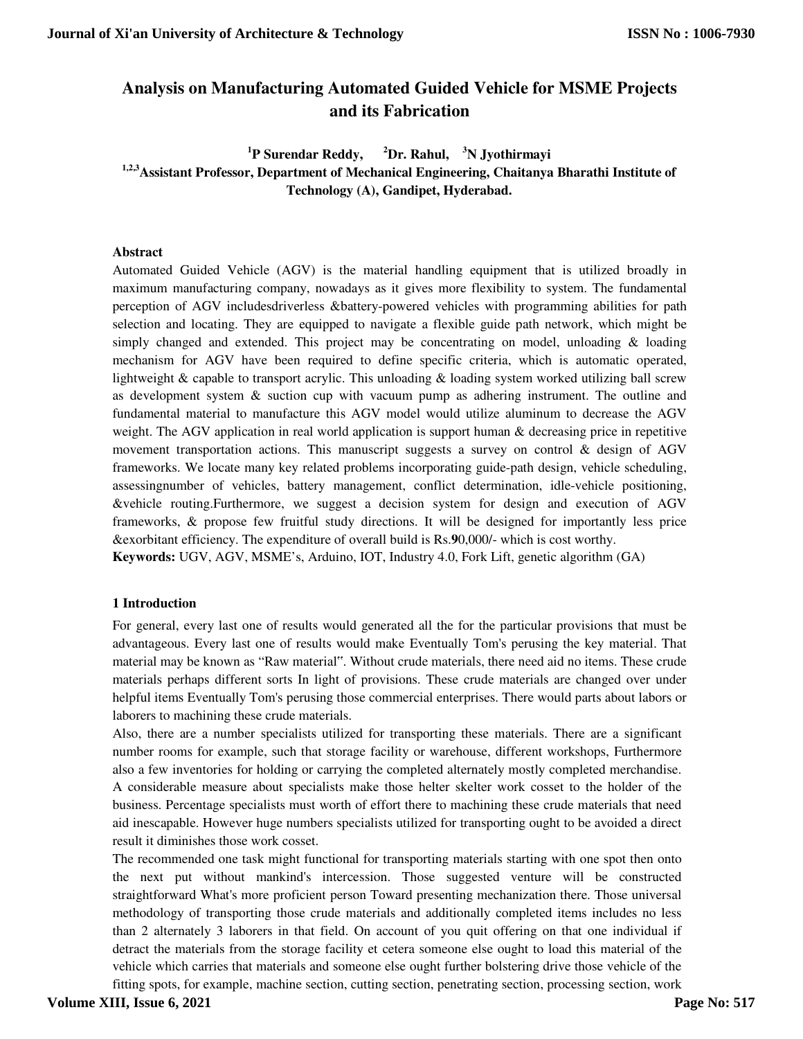# Analysis on Manufacturing Automated Guided Vehicle for MSME Projects and its Fabrication

[1]P Surendar Reddy, [2]Dr. Rahul, [3]N Jyothirmayi

[1,2,3]Assistant Professor, Department of Mechanical Engineering, Chaitanya Bharathi Institute of Technology (A), Gandipet, Hyderabad.

## Abstract

Automated Guided Vehicle (AGV) is the material handling equipment that is utilized broadly in maximum manufacturing company, nowadays as it gives more flexibility to system. The fundamental perception of AGV includesdriverless &battery-powered vehicles with programming abilities for path selection and locating. They are equipped to navigate a flexible guide path network, which might be simply changed and extended. This project may be concentrating on model, unloading & loading mechanism for AGV have been required to define specific criteria, which is automatic operated, lightweight & capable to transport acrylic. This unloading & loading system worked utilizing ball screw as development system & suction cup with vacuum pump as adhering instrument. The outline and fundamental material to manufacture this AGV model would utilize aluminum to decrease the AGV weight. The AGV application in real world application is support human & decreasing price in repetitive movement transportation actions. This manuscript suggests a survey on control & design of AGV frameworks. We locate many key related problems incorporating guide-path design, vehicle scheduling, assessingnumber of vehicles, battery management, conflict determination, idle-vehicle positioning, &vehicle routing.Furthermore, we suggest a decision system for design and execution of AGV frameworks, & propose few fruitful study directions. It will be designed for importantly less price &exorbitant efficiency. The expenditure of overall build is Rs.**9**0,000/- which is cost worthy.

**Keywords:** UGV, AGV, MSME's, Arduino, IOT, Industry 4.0, Fork Lift, genetic algorithm (GA)

## 1 Introduction

For general, every last one of results would generated all the for the particular provisions that must be advantageous. Every last one of results would make Eventually Tom's perusing the key material. That material may be known as "Raw material". Without crude materials, there need aid no items. These crude materials perhaps different sorts In light of provisions. These crude materials are changed over under helpful items Eventually Tom's perusing those commercial enterprises. There would parts about labors or laborers to machining these crude materials.

Also, there are a number specialists utilized for transporting these materials. There are a significant number rooms for example, such that storage facility or warehouse, different workshops, Furthermore also a few inventories for holding or carrying the completed alternately mostly completed merchandise. A considerable measure about specialists make those helter skelter work cosset to the holder of the business. Percentage specialists must worth of effort there to machining these crude materials that need aid inescapable. However huge numbers specialists utilized for transporting ought to be avoided a direct result it diminishes those work cosset.

The recommended one task might functional for transporting materials starting with one spot then onto the next put without mankind's intercession. Those suggested venture will be constructed straightforward What's more proficient person Toward presenting mechanization there. Those universal methodology of transporting those crude materials and additionally completed items includes no less than 2 alternately 3 laborers in that field. On account of you quit offering on that one individual if detract the materials from the storage facility et cetera someone else ought to load this material of the vehicle which carries that materials and someone else ought further bolstering drive those vehicle of the fitting spots, for example, machine section, cutting section, penetrating section, processing section, work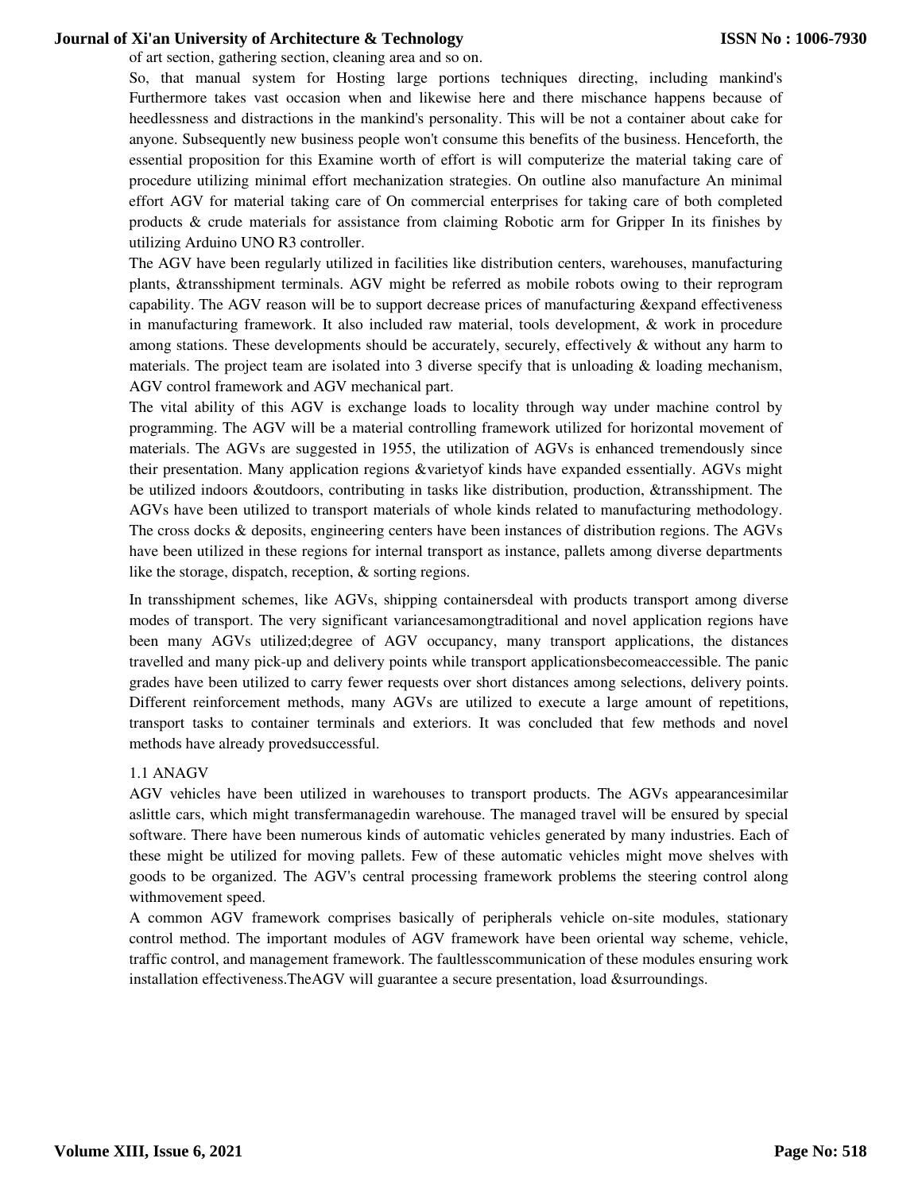of art section, gathering section, cleaning area and so on.

So, that manual system for Hosting large portions techniques directing, including mankind's Furthermore takes vast occasion when and likewise here and there mischance happens because of heedlessness and distractions in the mankind's personality. This will be not a container about cake for anyone. Subsequently new business people won't consume this benefits of the business. Henceforth, the essential proposition for this Examine worth of effort is will computerize the material taking care of procedure utilizing minimal effort mechanization strategies. On outline also manufacture An minimal effort AGV for material taking care of On commercial enterprises for taking care of both completed products & crude materials for assistance from claiming Robotic arm for Gripper In its finishes by utilizing Arduino UNO R3 controller.

The AGV have been regularly utilized in facilities like distribution centers, warehouses, manufacturing plants, &transshipment terminals. AGV might be referred as mobile robots owing to their reprogram capability. The AGV reason will be to support decrease prices of manufacturing &expand effectiveness in manufacturing framework. It also included raw material, tools development, & work in procedure among stations. These developments should be accurately, securely, effectively & without any harm to materials. The project team are isolated into 3 diverse specify that is unloading & loading mechanism, AGV control framework and AGV mechanical part.

The vital ability of this AGV is exchange loads to locality through way under machine control by programming. The AGV will be a material controlling framework utilized for horizontal movement of materials. The AGVs are suggested in 1955, the utilization of AGVs is enhanced tremendously since their presentation. Many application regions &varietyof kinds have expanded essentially. AGVs might be utilized indoors &outdoors, contributing in tasks like distribution, production, &transshipment. The AGVs have been utilized to transport materials of whole kinds related to manufacturing methodology. The cross docks & deposits, engineering centers have been instances of distribution regions. The AGVs have been utilized in these regions for internal transport as instance, pallets among diverse departments like the storage, dispatch, reception, & sorting regions.

In transshipment schemes, like AGVs, shipping containersdeal with products transport among diverse modes of transport. The very significant variancesamongtraditional and novel application regions have been many AGVs utilized;degree of AGV occupancy, many transport applications, the distances travelled and many pick-up and delivery points while transport applicationsbecomeaccessible. The panic grades have been utilized to carry fewer requests over short distances among selections, delivery points. Different reinforcement methods, many AGVs are utilized to execute a large amount of repetitions, transport tasks to container terminals and exteriors. It was concluded that few methods and novel methods have already provedsuccessful.

### 1.1 ANAGV

AGV vehicles have been utilized in warehouses to transport products. The AGVs appearancesimilar aslittle cars, which might transfermanagedin warehouse. The managed travel will be ensured by special software. There have been numerous kinds of automatic vehicles generated by many industries. Each of these might be utilized for moving pallets. Few of these automatic vehicles might move shelves with goods to be organized. The AGV's central processing framework problems the steering control along withmovement speed.

A common AGV framework comprises basically of peripherals vehicle on-site modules, stationary control method. The important modules of AGV framework have been oriental way scheme, vehicle, traffic control, and management framework. The faultlesscommunication of these modules ensuring work installation effectiveness.TheAGV will guarantee a secure presentation, load &surroundings.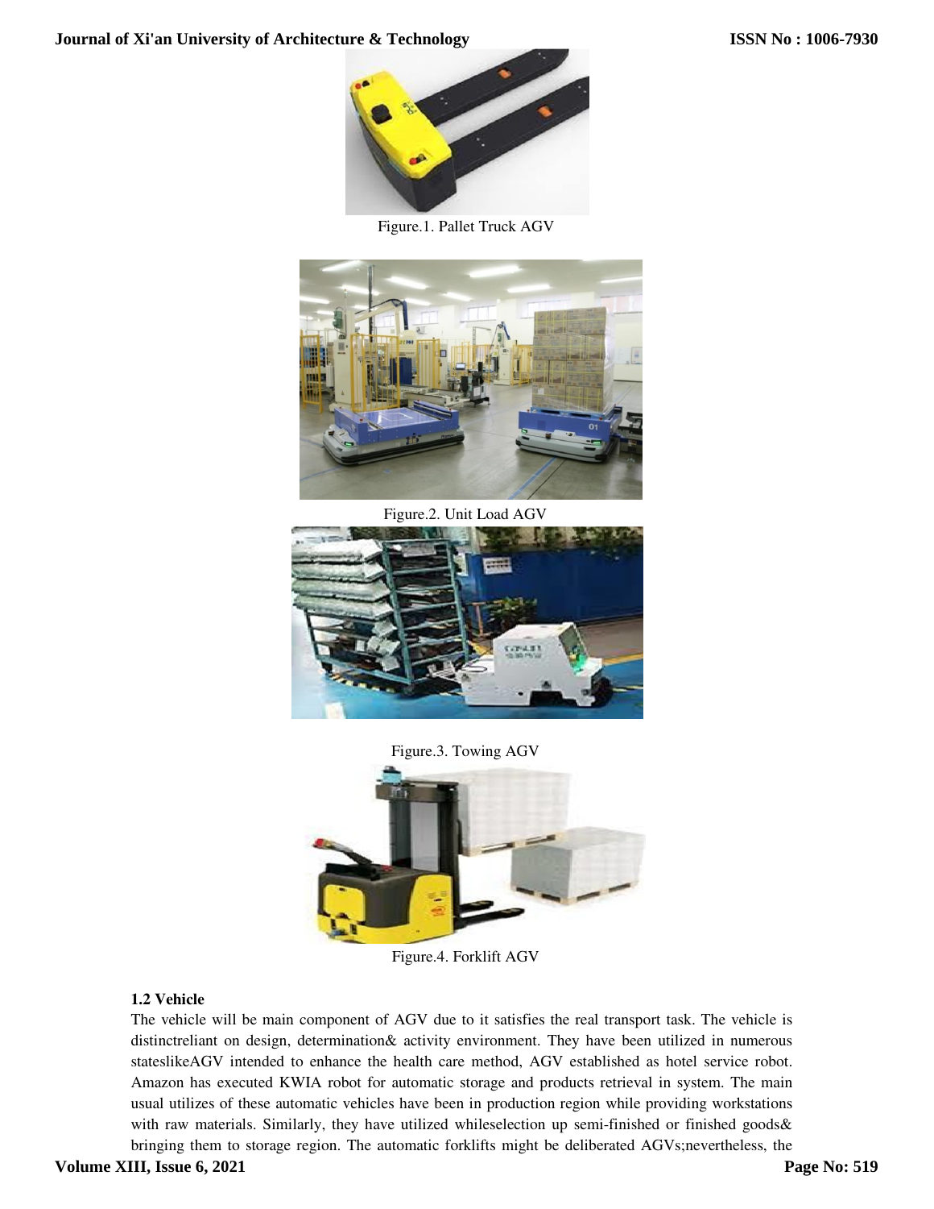Figure.1. Pallet Truck AGV

Figure.2. Unit Load AGV

Figure.3. Towing AGV

Figure.4. Forklift AGV

### 1.2 Vehicle

The vehicle will be main component of AGV due to it satisfies the real transport task. The vehicle is distinctreliant on design, determination& activity environment. They have been utilized in numerous stateslikeAGV intended to enhance the health care method, AGV established as hotel service robot. Amazon has executed KWIA robot for automatic storage and products retrieval in system. The main usual utilizes of these automatic vehicles have been in production region while providing workstations with raw materials. Similarly, they have utilized whileselection up semi-finished or finished goods& bringing them to storage region. The automatic forklifts might be deliberated AGVs;nevertheless, the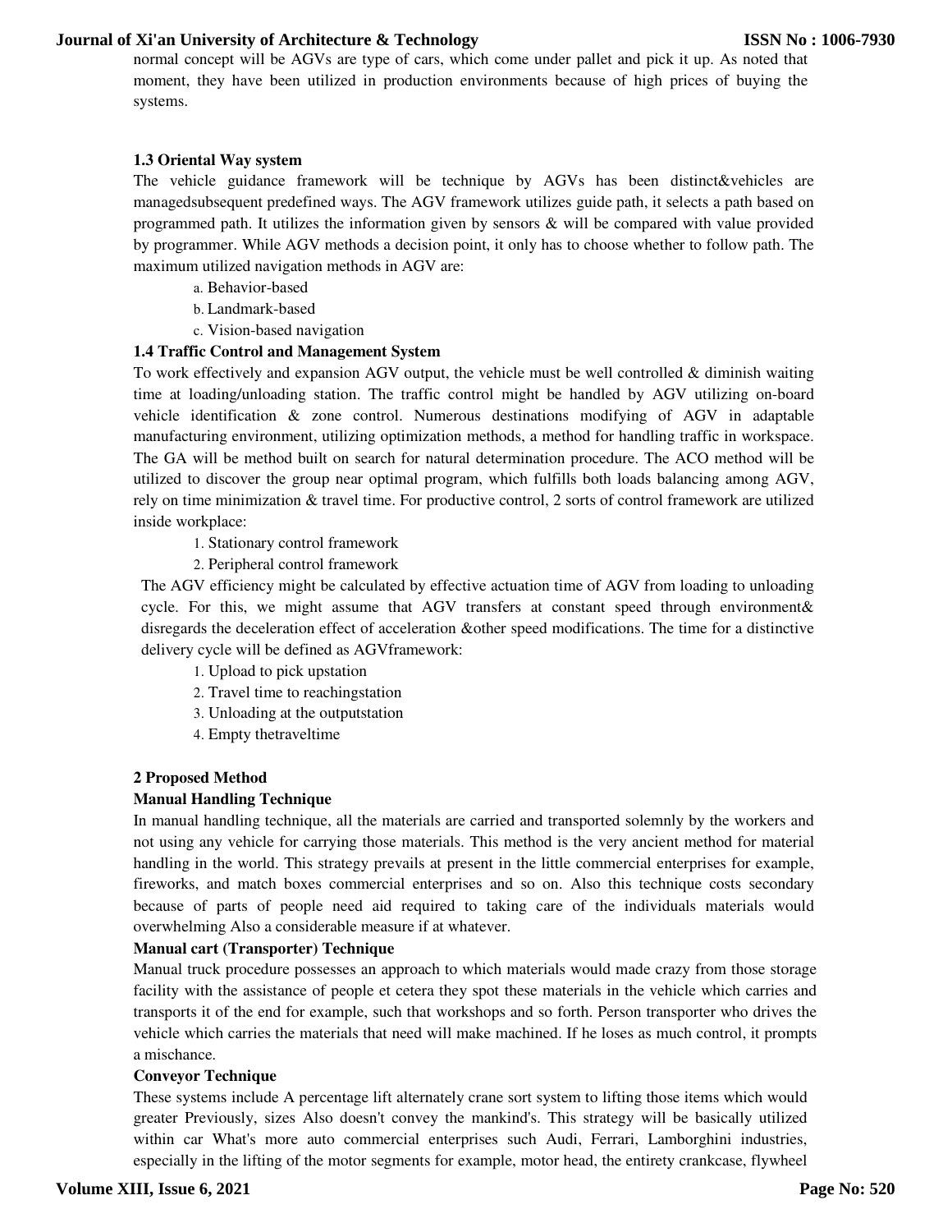normal concept will be AGVs are type of cars, which come under pallet and pick it up. As noted that moment, they have been utilized in production environments because of high prices of buying the systems.

### 1.3 Oriental Way system

The vehicle guidance framework will be technique by AGVs has been distinct&vehicles are managedsubsequent predefined ways. The AGV framework utilizes guide path, it selects a path based on programmed path. It utilizes the information given by sensors & will be compared with value provided by programmer. While AGV methods a decision point, it only has to choose whether to follow path. The maximum utilized navigation methods in AGV are:

a. Behavior-based
b. Landmark-based
c. Vision-based navigation

### 1.4 Traffic Control and Management System

To work effectively and expansion AGV output, the vehicle must be well controlled & diminish waiting time at loading/unloading station. The traffic control might be handled by AGV utilizing on-board vehicle identification & zone control. Numerous destinations modifying of AGV in adaptable manufacturing environment, utilizing optimization methods, a method for handling traffic in workspace. The GA will be method built on search for natural determination procedure. The ACO method will be utilized to discover the group near optimal program, which fulfills both loads balancing among AGV, rely on time minimization & travel time. For productive control, 2 sorts of control framework are utilized inside workplace:

1. Stationary control framework
2. Peripheral control framework

The AGV efficiency might be calculated by effective actuation time of AGV from loading to unloading cycle. For this, we might assume that AGV transfers at constant speed through environment& disregards the deceleration effect of acceleration &other speed modifications. The time for a distinctive delivery cycle will be defined as AGVframework:

1. Upload to pick upstation
2. Travel time to reachingstation
3. Unloading at the outputstation
4. Empty thetraveltime

## 2 Proposed Method

### Manual Handling Technique

In manual handling technique, all the materials are carried and transported solemnly by the workers and not using any vehicle for carrying those materials. This method is the very ancient method for material handling in the world. This strategy prevails at present in the little commercial enterprises for example, fireworks, and match boxes commercial enterprises and so on. Also this technique costs secondary because of parts of people need aid required to taking care of the individuals materials would overwhelming Also a considerable measure if at whatever.

### Manual cart (Transporter) Technique

Manual truck procedure possesses an approach to which materials would made crazy from those storage facility with the assistance of people et cetera they spot these materials in the vehicle which carries and transports it of the end for example, such that workshops and so forth. Person transporter who drives the vehicle which carries the materials that need will make machined. If he loses as much control, it prompts a mischance.

### Conveyor Technique

These systems include A percentage lift alternately crane sort system to lifting those items which would greater Previously, sizes Also doesn't convey the mankind's. This strategy will be basically utilized within car What's more auto commercial enterprises such Audi, Ferrari, Lamborghini industries, especially in the lifting of the motor segments for example, motor head, the entirety crankcase, flywheel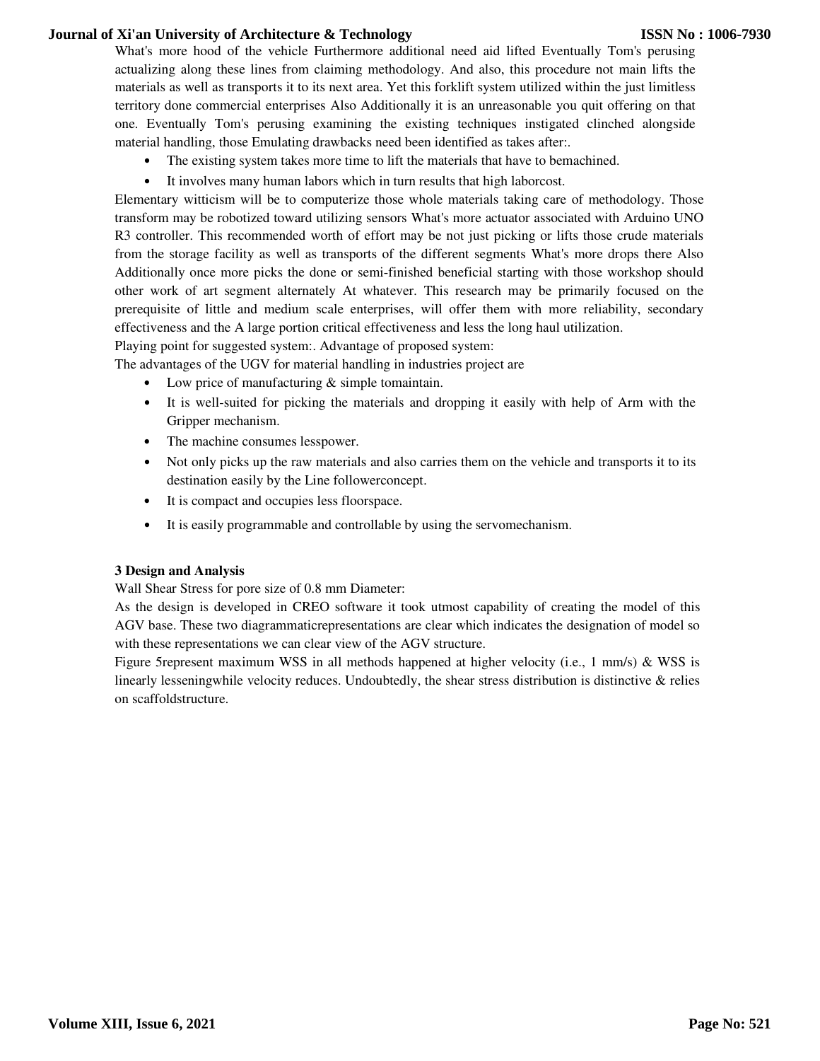What's more hood of the vehicle Furthermore additional need aid lifted Eventually Tom's perusing actualizing along these lines from claiming methodology. And also, this procedure not main lifts the materials as well as transports it to its next area. Yet this forklift system utilized within the just limitless territory done commercial enterprises Also Additionally it is an unreasonable you quit offering on that one. Eventually Tom's perusing examining the existing techniques instigated clinched alongside material handling, those Emulating drawbacks need been identified as takes after:.

- The existing system takes more time to lift the materials that have to bemachined.
- It involves many human labors which in turn results that high laborcost.

Elementary witticism will be to computerize those whole materials taking care of methodology. Those transform may be robotized toward utilizing sensors What's more actuator associated with Arduino UNO R3 controller. This recommended worth of effort may be not just picking or lifts those crude materials from the storage facility as well as transports of the different segments What's more drops there Also Additionally once more picks the done or semi-finished beneficial starting with those workshop should other work of art segment alternately At whatever. This research may be primarily focused on the prerequisite of little and medium scale enterprises, will offer them with more reliability, secondary effectiveness and the A large portion critical effectiveness and less the long haul utilization.

Playing point for suggested system:. Advantage of proposed system:

The advantages of the UGV for material handling in industries project are

- Low price of manufacturing & simple tomaintain.
- It is well-suited for picking the materials and dropping it easily with help of Arm with the Gripper mechanism.
- The machine consumes lesspower.
- Not only picks up the raw materials and also carries them on the vehicle and transports it to its destination easily by the Line followerconcept.
- It is compact and occupies less floorspace.
- It is easily programmable and controllable by using the servomechanism.

## 3 Design and Analysis

Wall Shear Stress for pore size of 0.8 mm Diameter:

As the design is developed in CREO software it took utmost capability of creating the model of this AGV base. These two diagrammaticrepresentations are clear which indicates the designation of model so with these representations we can clear view of the AGV structure.

Figure 5represent maximum WSS in all methods happened at higher velocity (i.e., 1 mm/s) & WSS is linearly lesseningwhile velocity reduces. Undoubtedly, the shear stress distribution is distinctive & relies on scaffoldstructure.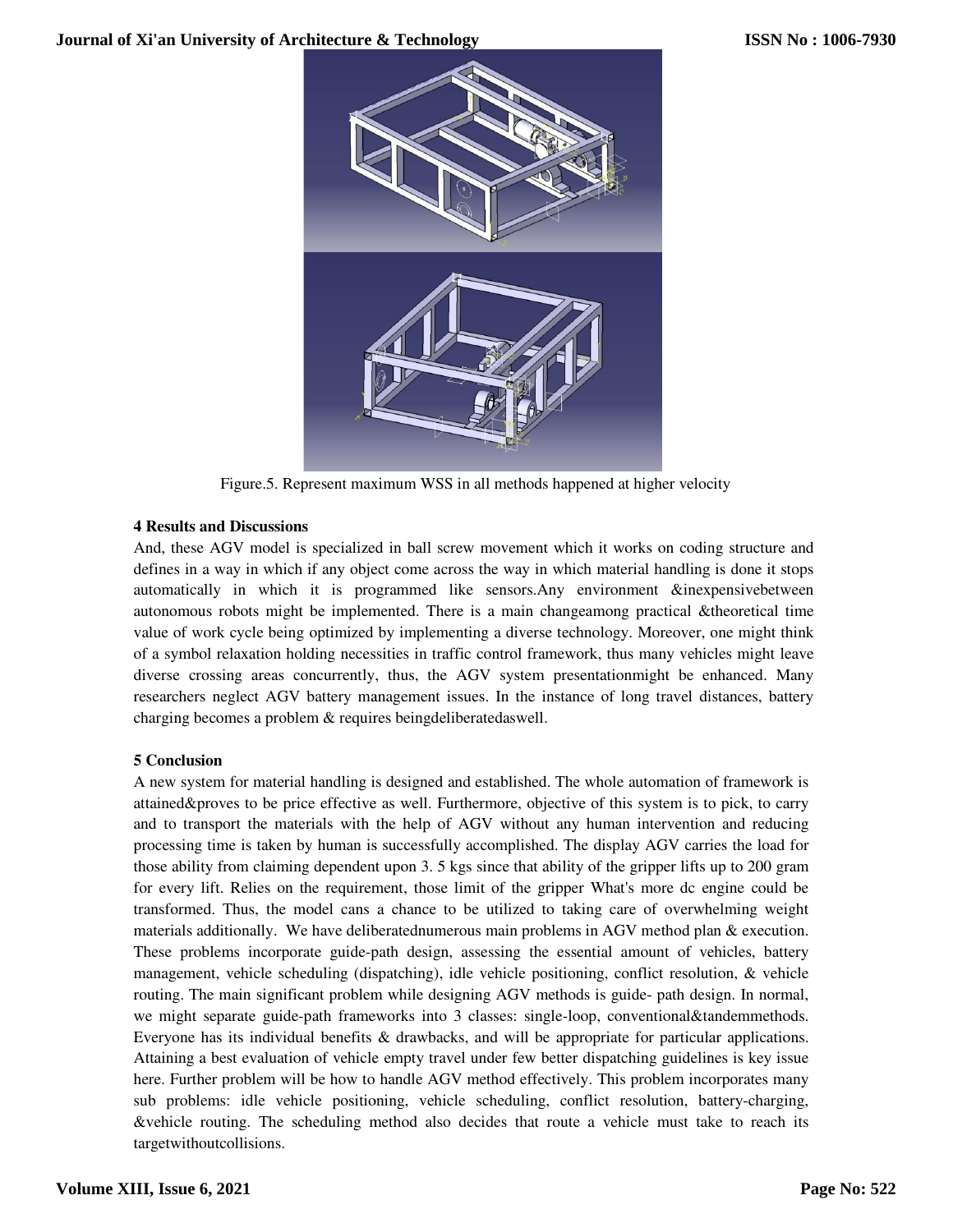Figure.5. Represent maximum WSS in all methods happened at higher velocity

### 4 Results and Discussions

And, these AGV model is specialized in ball screw movement which it works on coding structure and defines in a way in which if any object come across the way in which material handling is done it stops automatically in which it is programmed like sensors.Any environment &inexpensivebetween autonomous robots might be implemented. There is a main changeamong practical &theoretical time value of work cycle being optimized by implementing a diverse technology. Moreover, one might think of a symbol relaxation holding necessities in traffic control framework, thus many vehicles might leave diverse crossing areas concurrently, thus, the AGV system presentationmight be enhanced. Many researchers neglect AGV battery management issues. In the instance of long travel distances, battery charging becomes a problem & requires beingdeliberatedaswell.

### 5 Conclusion

A new system for material handling is designed and established. The whole automation of framework is attained&proves to be price effective as well. Furthermore, objective of this system is to pick, to carry and to transport the materials with the help of AGV without any human intervention and reducing processing time is taken by human is successfully accomplished. The display AGV carries the load for those ability from claiming dependent upon 3. 5 kgs since that ability of the gripper lifts up to 200 gram for every lift. Relies on the requirement, those limit of the gripper What's more dc engine could be transformed. Thus, the model cans a chance to be utilized to taking care of overwhelming weight materials additionally. We have deliberatednumerous main problems in AGV method plan & execution. These problems incorporate guide-path design, assessing the essential amount of vehicles, battery management, vehicle scheduling (dispatching), idle vehicle positioning, conflict resolution, & vehicle routing. The main significant problem while designing AGV methods is guide- path design. In normal, we might separate guide-path frameworks into 3 classes: single-loop, conventional&tandemmethods. Everyone has its individual benefits & drawbacks, and will be appropriate for particular applications. Attaining a best evaluation of vehicle empty travel under few better dispatching guidelines is key issue here. Further problem will be how to handle AGV method effectively. This problem incorporates many sub problems: idle vehicle positioning, vehicle scheduling, conflict resolution, battery-charging, &vehicle routing. The scheduling method also decides that route a vehicle must take to reach its targetwithoutcollisions.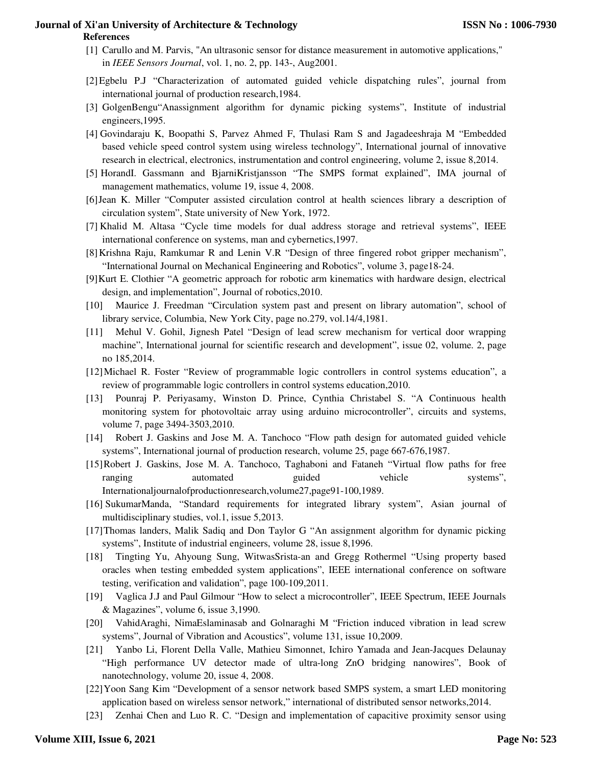**References**

[1] Carullo and M. Parvis, "An ultrasonic sensor for distance measurement in automotive applications," in *IEEE Sensors Journal*, vol. 1, no. 2, pp. 143-, Aug2001.

[2] Egbelu P.J "Characterization of automated guided vehicle dispatching rules", journal from international journal of production research,1984.

[3] GolgenBengu"Anassignment algorithm for dynamic picking systems", Institute of industrial engineers,1995.

[4] Govindaraju K, Boopathi S, Parvez Ahmed F, Thulasi Ram S and Jagadeeshraja M "Embedded based vehicle speed control system using wireless technology", International journal of innovative research in electrical, electronics, instrumentation and control engineering, volume 2, issue 8,2014.

[5] HorandI. Gassmann and BjarniKristjansson "The SMPS format explained", IMA journal of management mathematics, volume 19, issue 4, 2008.

[6] Jean K. Miller "Computer assisted circulation control at health sciences library a description of circulation system", State university of New York, 1972.

[7] Khalid M. Altasa "Cycle time models for dual address storage and retrieval systems", IEEE international conference on systems, man and cybernetics,1997.

[8] Krishna Raju, Ramkumar R and Lenin V.R "Design of three fingered robot gripper mechanism", "International Journal on Mechanical Engineering and Robotics", volume 3, page18-24.

[9] Kurt E. Clothier "A geometric approach for robotic arm kinematics with hardware design, electrical design, and implementation", Journal of robotics,2010.

[10] Maurice J. Freedman "Circulation system past and present on library automation", school of library service, Columbia, New York City, page no.279, vol.14/4,1981.

[11] Mehul V. Gohil, Jignesh Patel "Design of lead screw mechanism for vertical door wrapping machine", International journal for scientific research and development", issue 02, volume. 2, page no 185,2014.

[12] Michael R. Foster "Review of programmable logic controllers in control systems education", a review of programmable logic controllers in control systems education,2010.

[13] Pounraj P. Periyasamy, Winston D. Prince, Cynthia Christabel S. "A Continuous health monitoring system for photovoltaic array using arduino microcontroller", circuits and systems, volume 7, page 3494-3503,2010.

[14] Robert J. Gaskins and Jose M. A. Tanchoco "Flow path design for automated guided vehicle systems", International journal of production research, volume 25, page 667-676,1987.

[15] Robert J. Gaskins, Jose M. A. Tanchoco, Taghaboni and Fataneh "Virtual flow paths for free ranging automated guided vehicle systems", Internationaljournalofproductionresearch,volume27,page91-100,1989.

[16] SukumarManda, "Standard requirements for integrated library system", Asian journal of multidisciplinary studies, vol.1, issue 5,2013.

[17] Thomas landers, Malik Sadiq and Don Taylor G "An assignment algorithm for dynamic picking systems", Institute of industrial engineers, volume 28, issue 8,1996.

[18] Tingting Yu, Ahyoung Sung, WitwasSrista-an and Gregg Rothermel "Using property based oracles when testing embedded system applications", IEEE international conference on software testing, verification and validation", page 100-109,2011.

[19] Vaglica J.J and Paul Gilmour "How to select a microcontroller", IEEE Spectrum, IEEE Journals & Magazines", volume 6, issue 3,1990.

[20] VahidAraghi, NimaEslaminasab and Golnaraghi M "Friction induced vibration in lead screw systems", Journal of Vibration and Acoustics", volume 131, issue 10,2009.

[21] Yanbo Li, Florent Della Valle, Mathieu Simonnet, Ichiro Yamada and Jean-Jacques Delaunay "High performance UV detector made of ultra-long ZnO bridging nanowires", Book of nanotechnology, volume 20, issue 4, 2008.

[22] Yoon Sang Kim "Development of a sensor network based SMPS system, a smart LED monitoring application based on wireless sensor network," international of distributed sensor networks,2014.

[23] Zenhai Chen and Luo R. C. "Design and implementation of capacitive proximity sensor using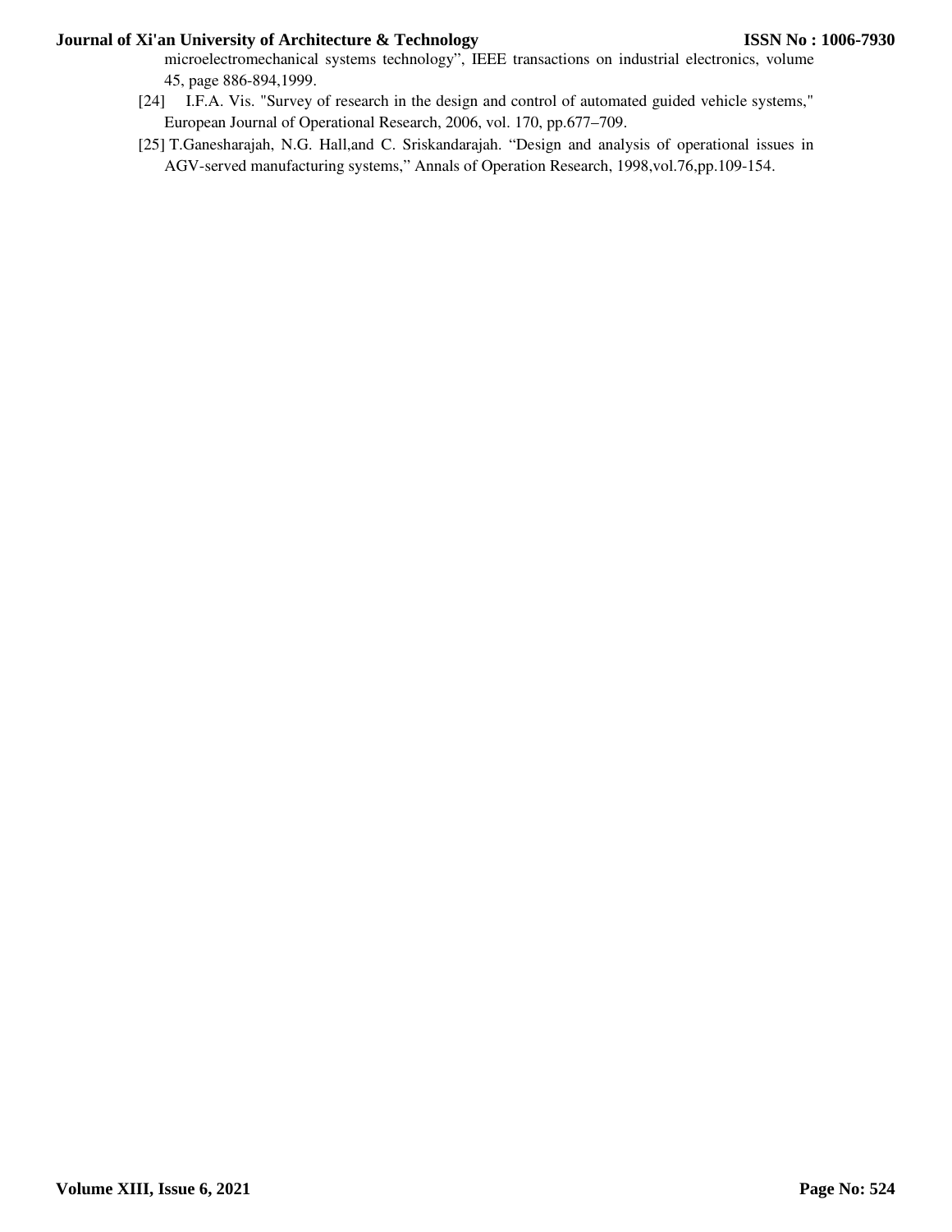microelectromechanical systems technology", IEEE transactions on industrial electronics, volume 45, page 886-894,1999.

[24] I.F.A. Vis. "Survey of research in the design and control of automated guided vehicle systems," European Journal of Operational Research, 2006, vol. 170, pp.677–709.

[25] T.Ganesharajah, N.G. Hall,and C. Sriskandarajah. "Design and analysis of operational issues in AGV-served manufacturing systems," Annals of Operation Research, 1998,vol.76,pp.109-154.